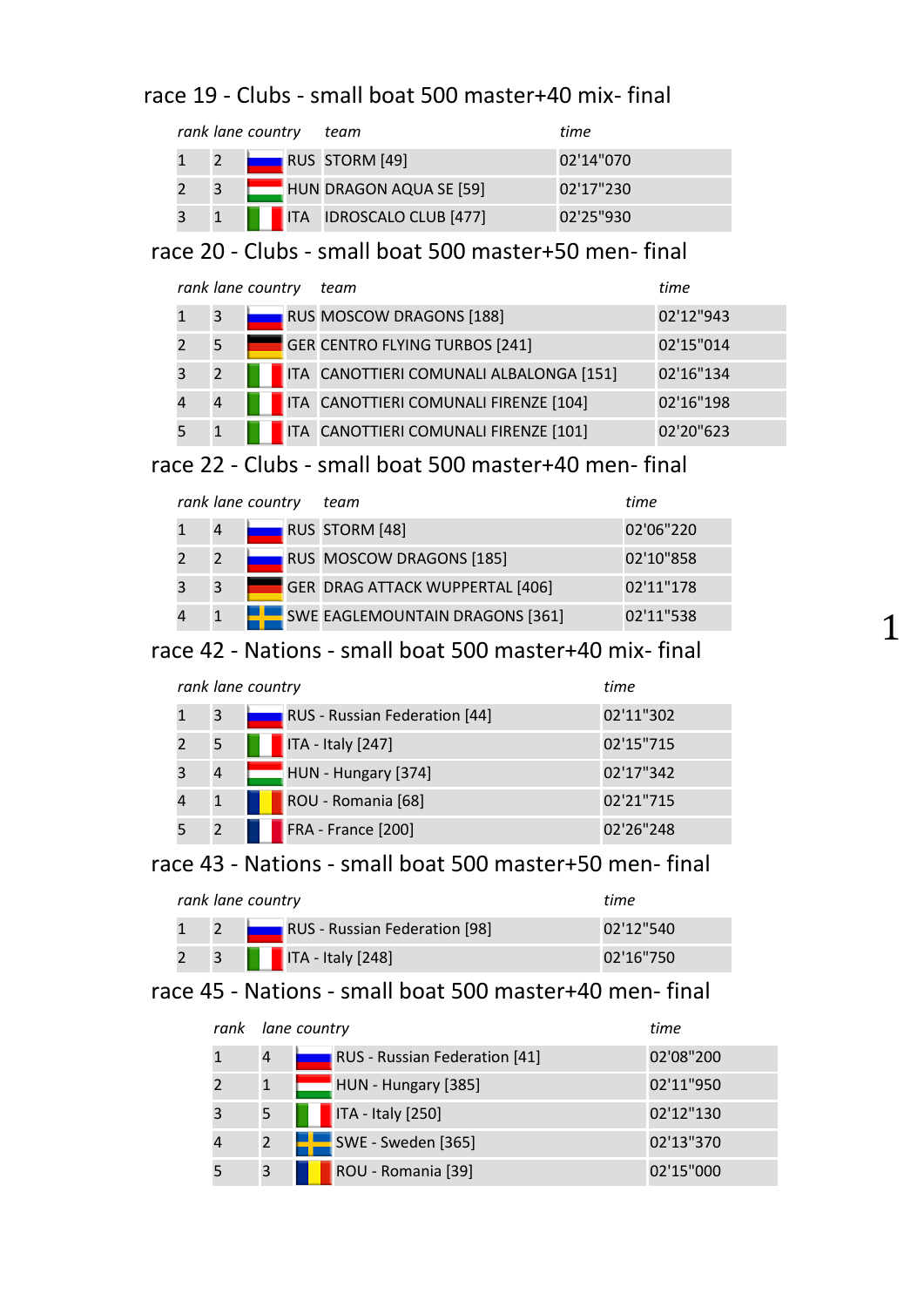## race 19 - Clubs - small boat 500 master+40 mix- final

| rank | lane | country | team | time |
|---|---|---|---|---|
| 1 | 2 | RUS | STORM [49] | 02'14"070 |
| 2 | 3 | HUN | DRAGON AQUA SE [59] | 02'17"230 |
| 3 | 1 | ITA | IDROSCALO CLUB [477] | 02'25"930 |

## race 20 - Clubs - small boat 500 master+50 men- final

| rank | lane | country | team | time |
|---|---|---|---|---|
| 1 | 3 | RUS | MOSCOW DRAGONS [188] | 02'12"943 |
| 2 | 5 | GER | CENTRO FLYING TURBOS [241] | 02'15"014 |
| 3 | 2 | ITA | CANOTTIERI COMUNALI ALBALONGA [151] | 02'16"134 |
| 4 | 4 | ITA | CANOTTIERI COMUNALI FIRENZE [104] | 02'16"198 |
| 5 | 1 | ITA | CANOTTIERI COMUNALI FIRENZE [101] | 02'20"623 |

## race 22 - Clubs - small boat 500 master+40 men- final

| rank | lane | country | team | time |
|---|---|---|---|---|
| 1 | 4 | RUS | STORM [48] | 02'06"220 |
| 2 | 2 | RUS | MOSCOW DRAGONS [185] | 02'10"858 |
| 3 | 3 | GER | DRAG ATTACK WUPPERTAL [406] | 02'11"178 |
| 4 | 1 | SWE | EAGLEMOUNTAIN DRAGONS [361] | 02'11"538 |

## race 42 - Nations - small boat 500 master+40 mix- final

| rank | lane | country | time |
|---|---|---|---|
| 1 | 3 | RUS - Russian Federation [44] | 02'11"302 |
| 2 | 5 | ITA - Italy [247] | 02'15"715 |
| 3 | 4 | HUN - Hungary [374] | 02'17"342 |
| 4 | 1 | ROU - Romania [68] | 02'21"715 |
| 5 | 2 | FRA - France [200] | 02'26"248 |

## race 43 - Nations - small boat 500 master+50 men- final

| rank | lane | country | time |
|---|---|---|---|
| 1 | 2 | RUS - Russian Federation [98] | 02'12"540 |
| 2 | 3 | ITA - Italy [248] | 02'16"750 |

## race 45 - Nations - small boat 500 master+40 men- final

| rank | lane | country | time |
|---|---|---|---|
| 1 | 4 | RUS - Russian Federation [41] | 02'08"200 |
| 2 | 1 | HUN - Hungary [385] | 02'11"950 |
| 3 | 5 | ITA - Italy [250] | 02'12"130 |
| 4 | 2 | SWE - Sweden [365] | 02'13"370 |
| 5 | 3 | ROU - Romania [39] | 02'15"000 |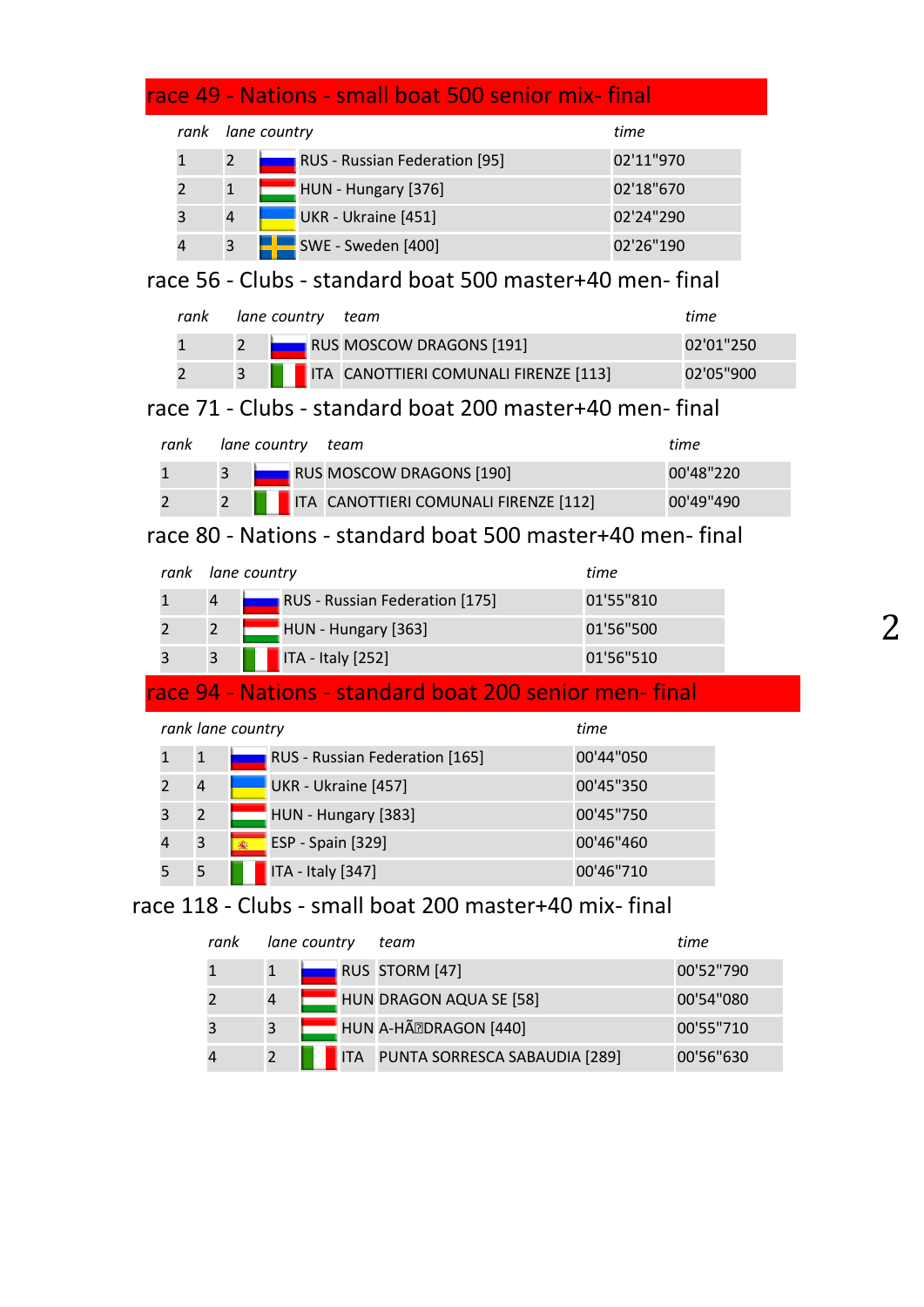## race 49 - Nations - small boat 500 senior mix- final

| rank | lane | country | time |
|---|---|---|---|
| 1 | 2 | RUS - Russian Federation [95] | 02'11"970 |
| 2 | 1 | HUN - Hungary [376] | 02'18"670 |
| 3 | 4 | UKR - Ukraine [451] | 02'24"290 |
| 4 | 3 | SWE - Sweden [400] | 02'26"190 |

## race 56 - Clubs - standard boat 500 master+40 men- final

| rank | lane | country | team | time |
|---|---|---|---|---|
| 1 | 2 | RUS | MOSCOW DRAGONS [191] | 02'01"250 |
| 2 | 3 | ITA | CANOTTIERI COMUNALI FIRENZE [113] | 02'05"900 |

## race 71 - Clubs - standard boat 200 master+40 men- final

| rank | lane | country | team | time |
|---|---|---|---|---|
| 1 | 3 | RUS | MOSCOW DRAGONS [190] | 00'48"220 |
| 2 | 2 | ITA | CANOTTIERI COMUNALI FIRENZE [112] | 00'49"490 |

## race 80 - Nations - standard boat 500 master+40 men- final

| rank | lane | country | time |
|---|---|---|---|
| 1 | 4 | RUS - Russian Federation [175] | 01'55"810 |
| 2 | 2 | HUN - Hungary [363] | 01'56"500 |
| 3 | 3 | ITA - Italy [252] | 01'56"510 |

## race 94 - Nations - standard boat 200 senior men- final

| rank | lane | country | time |
|---|---|---|---|
| 1 | 1 | RUS - Russian Federation [165] | 00'44"050 |
| 2 | 4 | UKR - Ukraine [457] | 00'45"350 |
| 3 | 2 | HUN - Hungary [383] | 00'45"750 |
| 4 | 3 | ESP - Spain [329] | 00'46"460 |
| 5 | 5 | ITA - Italy [347] | 00'46"710 |

## race 118 - Clubs - small boat 200 master+40 mix- final

| rank | lane | country | team | time |
|---|---|---|---|---|
| 1 | 1 | RUS | STORM [47] | 00'52"790 |
| 2 | 4 | HUN | DRAGON AQUA SE [58] | 00'54"080 |
| 3 | 3 | HUN | A-HÃDRAGON [440] | 00'55"710 |
| 4 | 2 | ITA | PUNTA SORRESCA SABAUDIA [289] | 00'56"630 |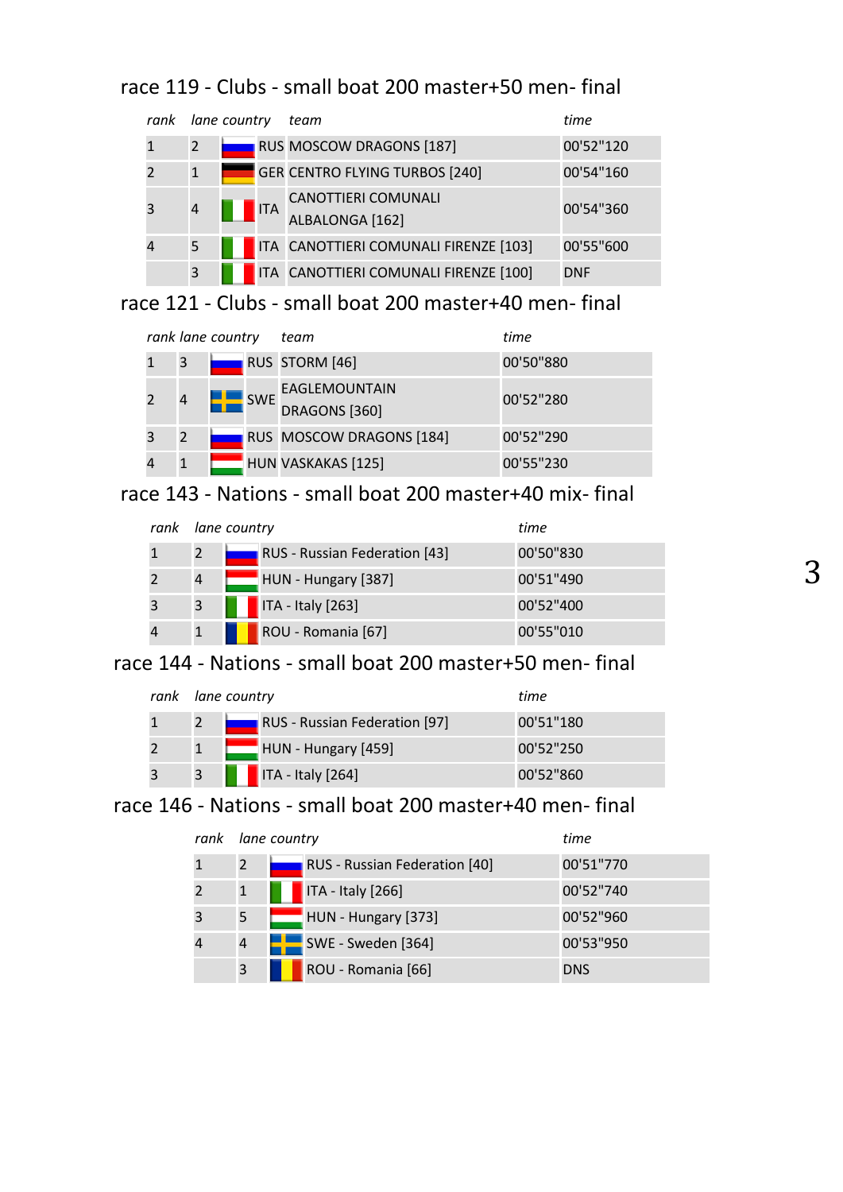## race 119 - Clubs - small boat 200 master+50 men- final

| rank | lane | country | team | time |
|---|---|---|---|---|
| 1 | 2 | RUS | MOSCOW DRAGONS [187] | 00'52"120 |
| 2 | 1 | GER | CENTRO FLYING TURBOS [240] | 00'54"160 |
| 3 | 4 | ITA | CANOTTIERI COMUNALI ALBALONGA [162] | 00'54"360 |
| 4 | 5 | ITA | CANOTTIERI COMUNALI FIRENZE [103] | 00'55"600 |
| | 3 | ITA | CANOTTIERI COMUNALI FIRENZE [100] | DNF |

## race 121 - Clubs - small boat 200 master+40 men- final

| rank | lane | country | team | time |
|---|---|---|---|---|
| 1 | 3 | RUS | STORM [46] | 00'50"880 |
| 2 | 4 | SWE | EAGLEMOUNTAIN DRAGONS [360] | 00'52"280 |
| 3 | 2 | RUS | MOSCOW DRAGONS [184] | 00'52"290 |
| 4 | 1 | HUN | VASKAKAS [125] | 00'55"230 |

## race 143 - Nations - small boat 200 master+40 mix- final

| rank | lane | country | time |
|---|---|---|---|
| 1 | 2 | RUS - Russian Federation [43] | 00'50"830 |
| 2 | 4 | HUN - Hungary [387] | 00'51"490 |
| 3 | 3 | ITA - Italy [263] | 00'52"400 |
| 4 | 1 | ROU - Romania [67] | 00'55"010 |

## race 144 - Nations - small boat 200 master+50 men- final

| rank | lane | country | time |
|---|---|---|---|
| 1 | 2 | RUS - Russian Federation [97] | 00'51"180 |
| 2 | 1 | HUN - Hungary [459] | 00'52"250 |
| 3 | 3 | ITA - Italy [264] | 00'52"860 |

## race 146 - Nations - small boat 200 master+40 men- final

| rank | lane | country | time |
|---|---|---|---|
| 1 | 2 | RUS - Russian Federation [40] | 00'51"770 |
| 2 | 1 | ITA - Italy [266] | 00'52"740 |
| 3 | 5 | HUN - Hungary [373] | 00'52"960 |
| 4 | 4 | SWE - Sweden [364] | 00'53"950 |
| | 3 | ROU - Romania [66] | DNS |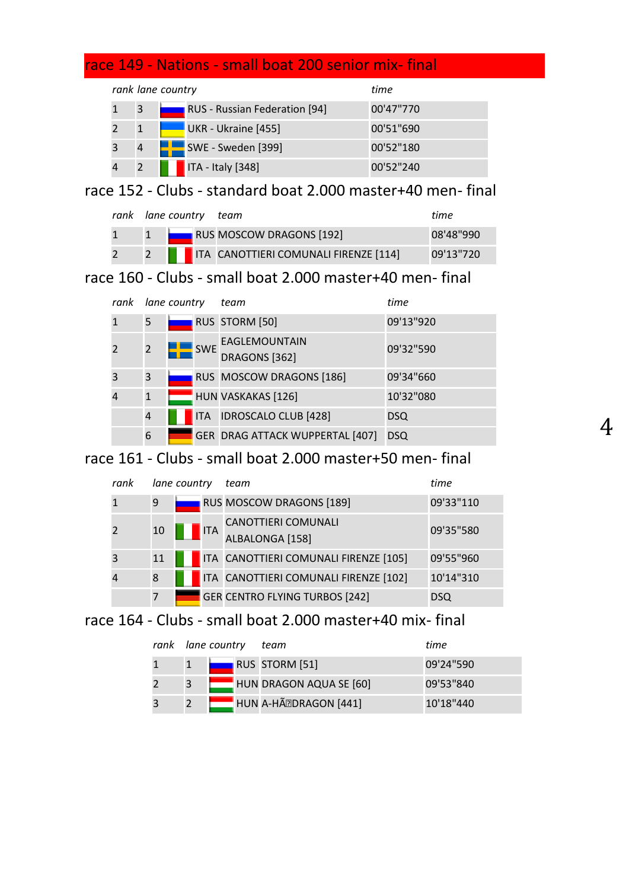## race 149 - Nations - small boat 200 senior mix- final

| rank | lane | country | time |
|---|---|---|---|
| 1 | 3 | RUS - Russian Federation [94] | 00'47"770 |
| 2 | 1 | UKR - Ukraine [455] | 00'51"690 |
| 3 | 4 | SWE - Sweden [399] | 00'52"180 |
| 4 | 2 | ITA - Italy [348] | 00'52"240 |

## race 152 - Clubs - standard boat 2.000 master+40 men- final

| rank | lane | country | team | time |
|---|---|---|---|---|
| 1 | 1 | RUS | MOSCOW DRAGONS [192] | 08'48"990 |
| 2 | 2 | ITA | CANOTTIERI COMUNALI FIRENZE [114] | 09'13"720 |

## race 160 - Clubs - small boat 2.000 master+40 men- final

| rank | lane | country | team | time |
|---|---|---|---|---|
| 1 | 5 | RUS | STORM [50] | 09'13"920 |
| 2 | 2 | SWE | EAGLEMOUNTAIN DRAGONS [362] | 09'32"590 |
| 3 | 3 | RUS | MOSCOW DRAGONS [186] | 09'34"660 |
| 4 | 1 | HUN | VASKAKAS [126] | 10'32"080 |
|  | 4 | ITA | IDROSCALO CLUB [428] | DSQ |
|  | 6 | GER | DRAG ATTACK WUPPERTAL [407] | DSQ |

## race 161 - Clubs - small boat 2.000 master+50 men- final

| rank | lane | country | team | time |
|---|---|---|---|---|
| 1 | 9 | RUS | MOSCOW DRAGONS [189] | 09'33"110 |
| 2 | 10 | ITA | CANOTTIERI COMUNALI ALBALONGA [158] | 09'35"580 |
| 3 | 11 | ITA | CANOTTIERI COMUNALI FIRENZE [105] | 09'55"960 |
| 4 | 8 | ITA | CANOTTIERI COMUNALI FIRENZE [102] | 10'14"310 |
|  | 7 | GER | CENTRO FLYING TURBOS [242] | DSQ |

## race 164 - Clubs - small boat 2.000 master+40 mix- final

| rank | lane | country | team | time |
|---|---|---|---|---|
| 1 | 1 | RUS | STORM [51] | 09'24"590 |
| 2 | 3 | HUN | DRAGON AQUA SE [60] | 09'53"840 |
| 3 | 2 | HUN | A-HÃ�DRAGON [441] | 10'18"440 |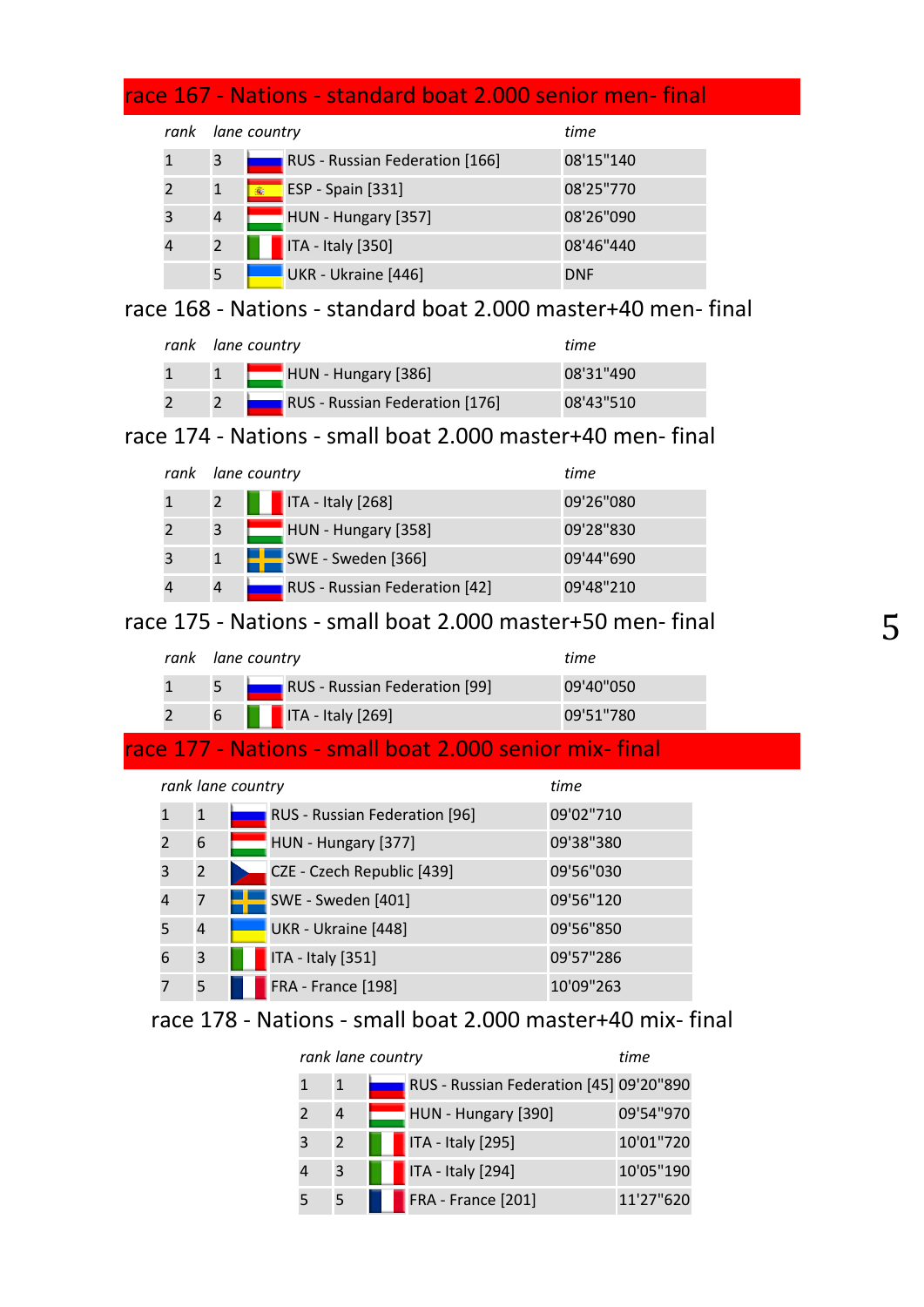## race 167 - Nations - standard boat 2.000 senior men- final

| rank | lane | country | time |
|---|---|---|---|
| 1 | 3 | RUS - Russian Federation [166] | 08'15"140 |
| 2 | 1 | ESP - Spain [331] | 08'25"770 |
| 3 | 4 | HUN - Hungary [357] | 08'26"090 |
| 4 | 2 | ITA - Italy [350] | 08'46"440 |
| | 5 | UKR - Ukraine [446] | DNF |

## race 168 - Nations - standard boat 2.000 master+40 men- final

| rank | lane | country | time |
|---|---|---|---|
| 1 | 1 | HUN - Hungary [386] | 08'31"490 |
| 2 | 2 | RUS - Russian Federation [176] | 08'43"510 |

## race 174 - Nations - small boat 2.000 master+40 men- final

| rank | lane | country | time |
|---|---|---|---|
| 1 | 2 | ITA - Italy [268] | 09'26"080 |
| 2 | 3 | HUN - Hungary [358] | 09'28"830 |
| 3 | 1 | SWE - Sweden [366] | 09'44"690 |
| 4 | 4 | RUS - Russian Federation [42] | 09'48"210 |

## race 175 - Nations - small boat 2.000 master+50 men- final

| rank | lane | country | time |
|---|---|---|---|
| 1 | 5 | RUS - Russian Federation [99] | 09'40"050 |
| 2 | 6 | ITA - Italy [269] | 09'51"780 |

## race 177 - Nations - small boat 2.000 senior mix- final

| rank | lane | country | time |
|---|---|---|---|
| 1 | 1 | RUS - Russian Federation [96] | 09'02"710 |
| 2 | 6 | HUN - Hungary [377] | 09'38"380 |
| 3 | 2 | CZE - Czech Republic [439] | 09'56"030 |
| 4 | 7 | SWE - Sweden [401] | 09'56"120 |
| 5 | 4 | UKR - Ukraine [448] | 09'56"850 |
| 6 | 3 | ITA - Italy [351] | 09'57"286 |
| 7 | 5 | FRA - France [198] | 10'09"263 |

## race 178 - Nations - small boat 2.000 master+40 mix- final

| rank | lane | country | time |
|---|---|---|---|
| 1 | 1 | RUS - Russian Federation [45] | 09'20"890 |
| 2 | 4 | HUN - Hungary [390] | 09'54"970 |
| 3 | 2 | ITA - Italy [295] | 10'01"720 |
| 4 | 3 | ITA - Italy [294] | 10'05"190 |
| 5 | 5 | FRA - France [201] | 11'27"620 |